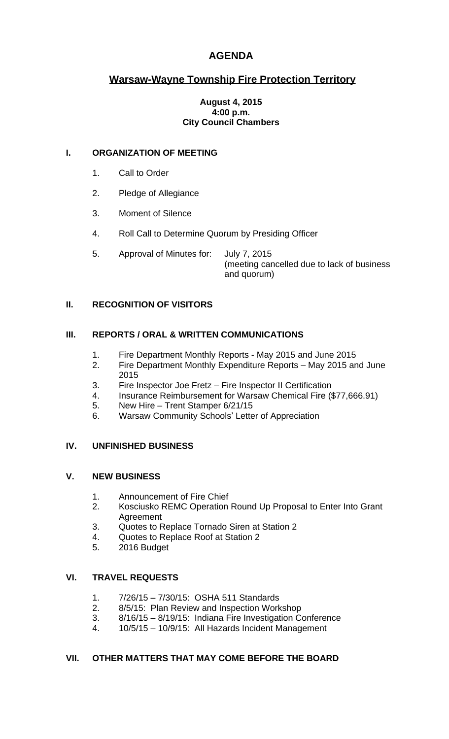# AGENDA

## Warsaw-Wayne Township Fire Protection Territory

**August 4, 2015**
**4:00 p.m.**
**City Council Chambers**

### I. ORGANIZATION OF MEETING

1. Call to Order
2. Pledge of Allegiance
3. Moment of Silence
4. Roll Call to Determine Quorum by Presiding Officer
5. Approval of Minutes for: July 7, 2015 (meeting cancelled due to lack of business and quorum)

### II. RECOGNITION OF VISITORS

### III. REPORTS / ORAL & WRITTEN COMMUNICATIONS

1. Fire Department Monthly Reports - May 2015 and June 2015
2. Fire Department Monthly Expenditure Reports – May 2015 and June 2015
3. Fire Inspector Joe Fretz – Fire Inspector II Certification
4. Insurance Reimbursement for Warsaw Chemical Fire ($77,666.91)
5. New Hire – Trent Stamper 6/21/15
6. Warsaw Community Schools' Letter of Appreciation

### IV. UNFINISHED BUSINESS

### V. NEW BUSINESS

1. Announcement of Fire Chief
2. Kosciusko REMC Operation Round Up Proposal to Enter Into Grant Agreement
3. Quotes to Replace Tornado Siren at Station 2
4. Quotes to Replace Roof at Station 2
5. 2016 Budget

### VI. TRAVEL REQUESTS

1. 7/26/15 – 7/30/15: OSHA 511 Standards
2. 8/5/15: Plan Review and Inspection Workshop
3. 8/16/15 – 8/19/15: Indiana Fire Investigation Conference
4. 10/5/15 – 10/9/15: All Hazards Incident Management

### VII. OTHER MATTERS THAT MAY COME BEFORE THE BOARD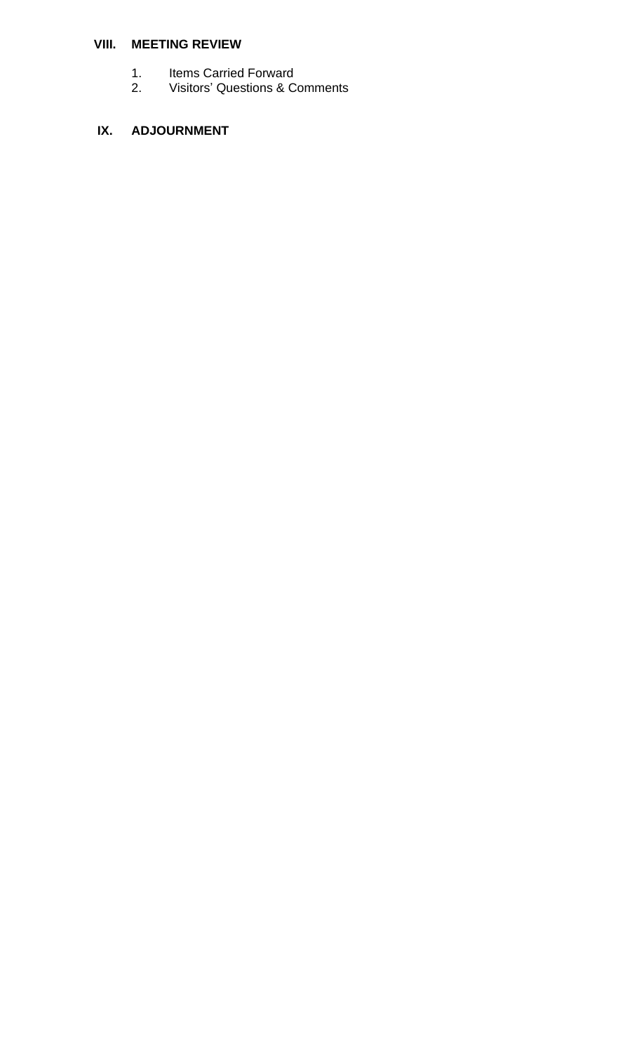## VIII. MEETING REVIEW

1. Items Carried Forward
2. Visitors' Questions & Comments

## IX. ADJOURNMENT